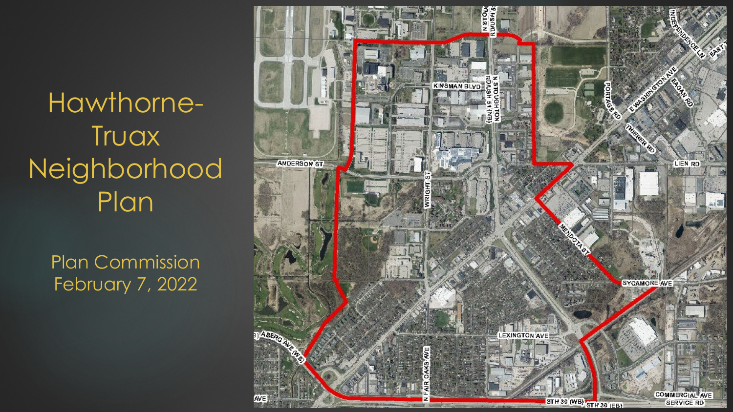# Hawthorne-Truax Neighborhood Plan

Plan Commission
February 7, 2022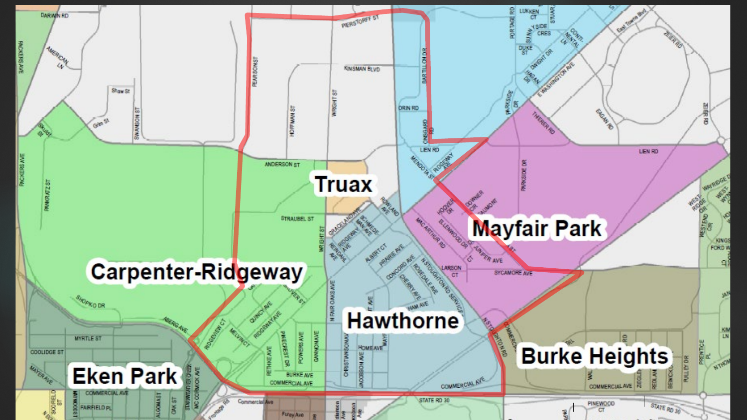Truax

Carpenter-Ridgeway

Mayfair Park

Hawthorne

Eken Park

Burke Heights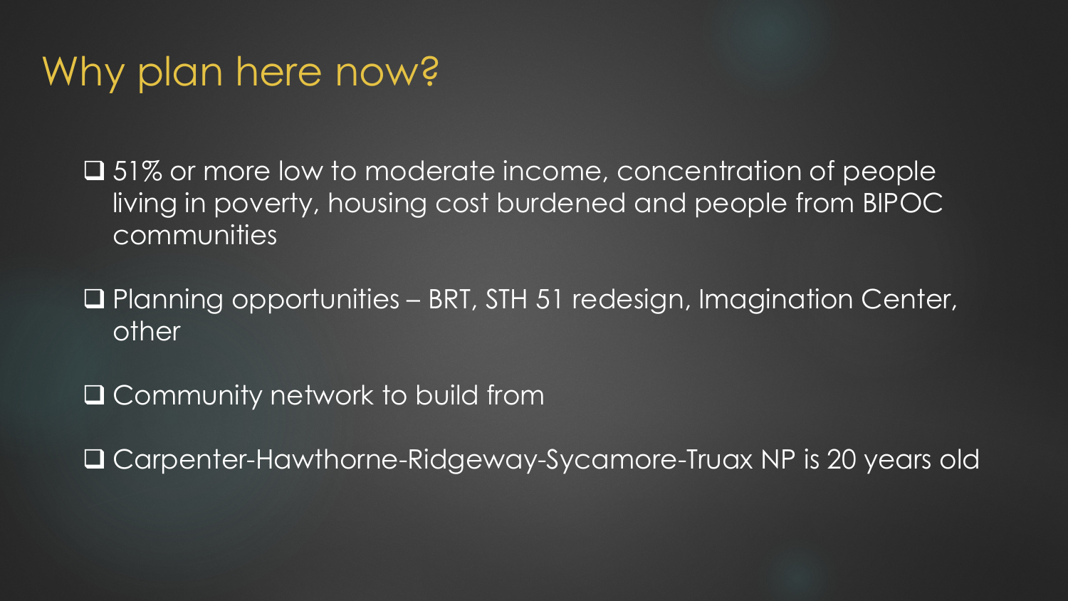# Why plan here now?

- 51% or more low to moderate income, concentration of people living in poverty, housing cost burdened and people from BIPOC communities
- Planning opportunities – BRT, STH 51 redesign, Imagination Center, other
- Community network to build from
- Carpenter-Hawthorne-Ridgeway-Sycamore-Truax NP is 20 years old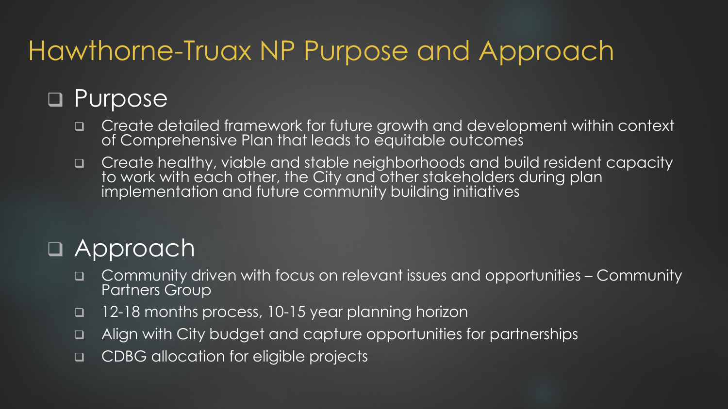# Hawthorne-Truax NP Purpose and Approach

- Purpose
  - Create detailed framework for future growth and development within context of Comprehensive Plan that leads to equitable outcomes
  - Create healthy, viable and stable neighborhoods and build resident capacity to work with each other, the City and other stakeholders during plan implementation and future community building initiatives

- Approach
  - Community driven with focus on relevant issues and opportunities – Community Partners Group
  - 12-18 months process, 10-15 year planning horizon
  - Align with City budget and capture opportunities for partnerships
  - CDBG allocation for eligible projects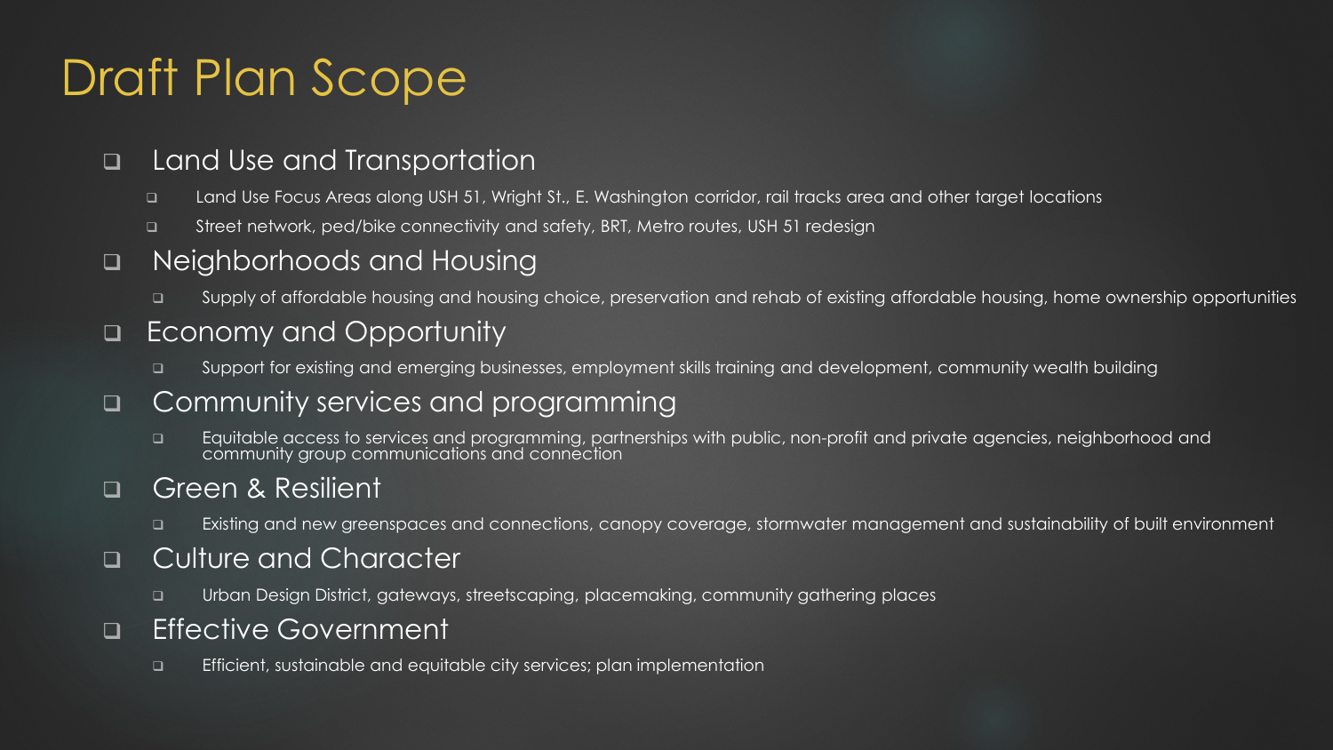# Draft Plan Scope

- Land Use and Transportation
  - Land Use Focus Areas along USH 51, Wright St., E. Washington corridor, rail tracks area and other target locations
  - Street network, ped/bike connectivity and safety, BRT, Metro routes, USH 51 redesign
- Neighborhoods and Housing
  - Supply of affordable housing and housing choice, preservation and rehab of existing affordable housing, home ownership opportunities
- Economy and Opportunity
  - Support for existing and emerging businesses, employment skills training and development, community wealth building
- Community services and programming
  - Equitable access to services and programming, partnerships with public, non-profit and private agencies, neighborhood and community group communications and connection
- Green & Resilient
  - Existing and new greenspaces and connections, canopy coverage, stormwater management and sustainability of built environment
- Culture and Character
  - Urban Design District, gateways, streetscaping, placemaking, community gathering places
- Effective Government
  - Efficient, sustainable and equitable city services; plan implementation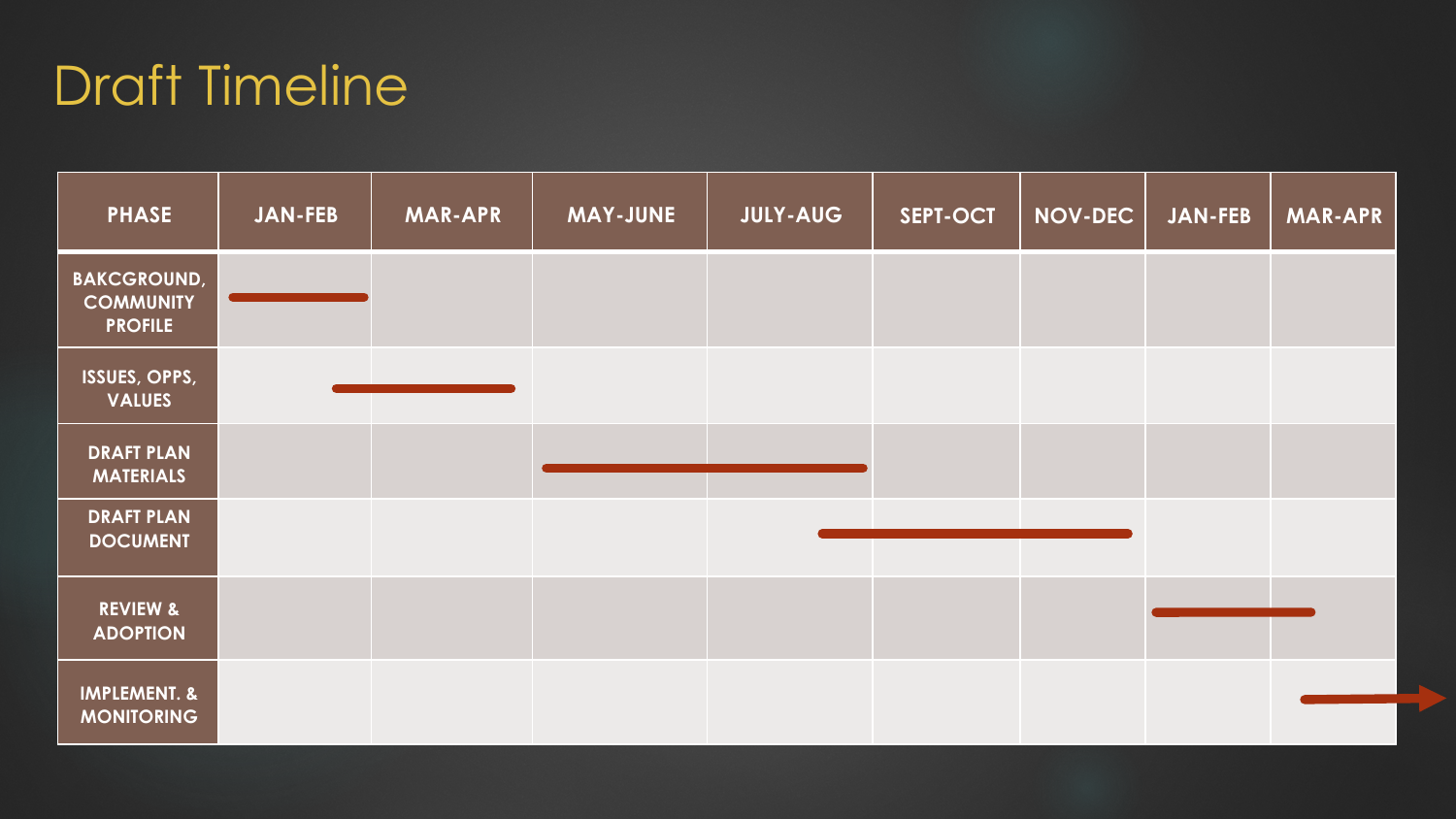# Draft Timeline

| PHASE | JAN-FEB | MAR-APR | MAY-JUNE | JULY-AUG | SEPT-OCT | NOV-DEC | JAN-FEB | MAR-APR |
|---|---|---|---|---|---|---|---|---|
| BAKCGROUND, COMMUNITY PROFILE | ■ | | | | | | | |
| ISSUES, OPPS, VALUES | ■ | ■ | | | | | | |
| DRAFT PLAN MATERIALS | | | ■ | ■ | | | | |
| DRAFT PLAN DOCUMENT | | | | ■ | ■ | ■ | | |
| REVIEW & ADOPTION | | | | | | | ■ | ■ |
| IMPLEMENT. & MONITORING | | | | | | | | ■ → |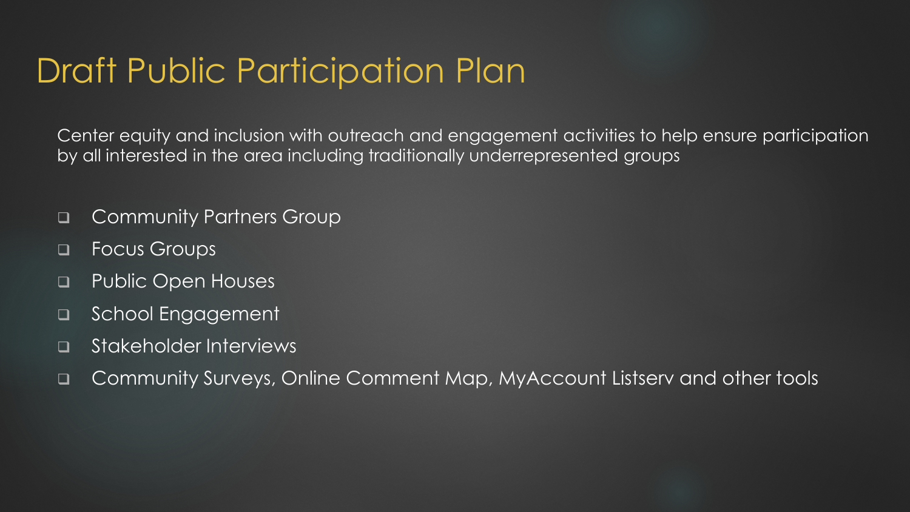# Draft Public Participation Plan

Center equity and inclusion with outreach and engagement activities to help ensure participation by all interested in the area including traditionally underrepresented groups

- Community Partners Group
- Focus Groups
- Public Open Houses
- School Engagement
- Stakeholder Interviews
- Community Surveys, Online Comment Map, MyAccount Listserv and other tools